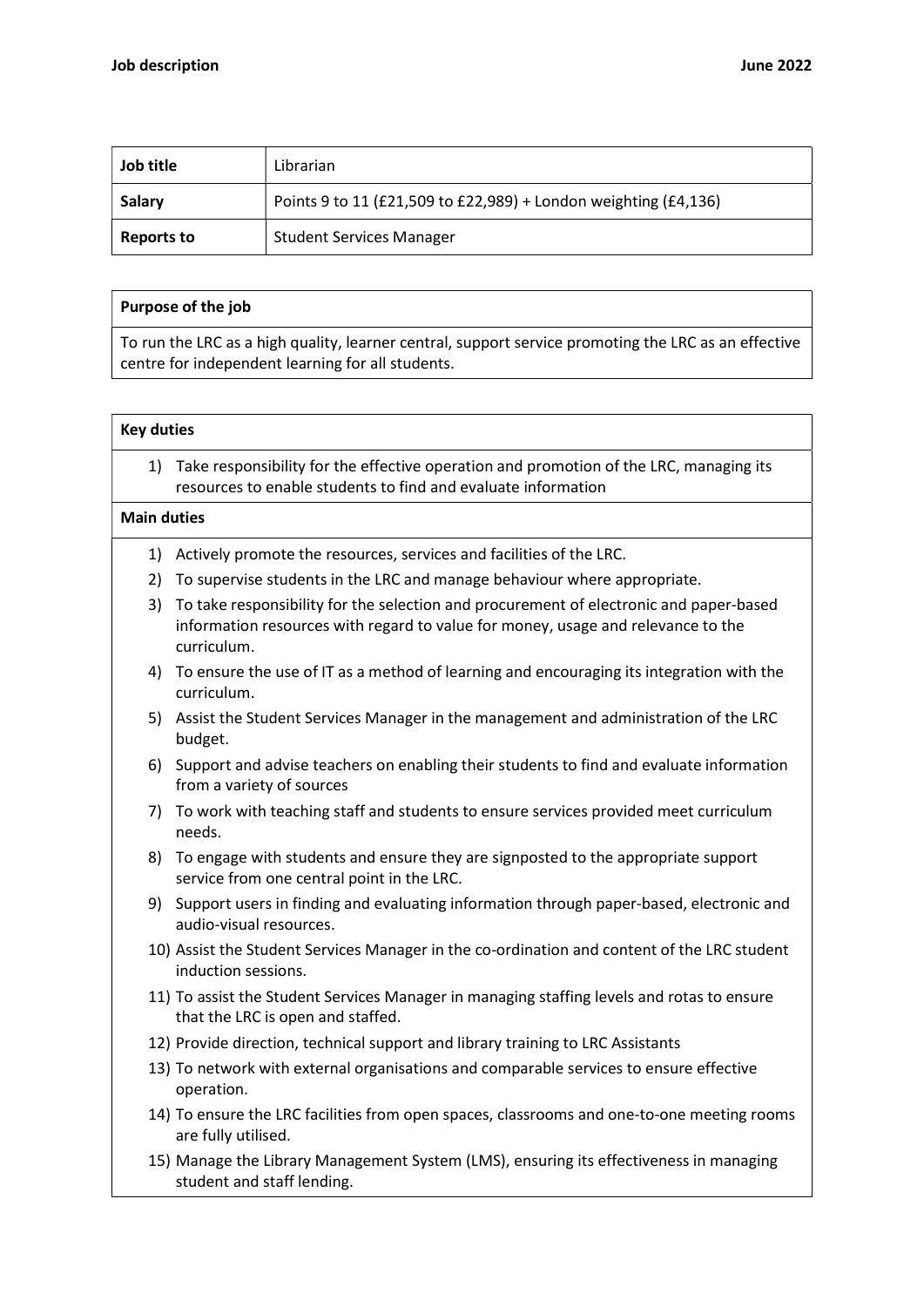**Job description** **June 2022**

| **Job title** | Librarian |
|---|---|
| **Salary** | Points 9 to 11 (£21,509 to £22,989) + London weighting (£4,136) |
| **Reports to** | Student Services Manager |

**Purpose of the job**

To run the LRC as a high quality, learner central, support service promoting the LRC as an effective centre for independent learning for all students.

**Key duties**

1) Take responsibility for the effective operation and promotion of the LRC, managing its resources to enable students to find and evaluate information

**Main duties**

1) Actively promote the resources, services and facilities of the LRC.
2) To supervise students in the LRC and manage behaviour where appropriate.
3) To take responsibility for the selection and procurement of electronic and paper-based information resources with regard to value for money, usage and relevance to the curriculum.
4) To ensure the use of IT as a method of learning and encouraging its integration with the curriculum.
5) Assist the Student Services Manager in the management and administration of the LRC budget.
6) Support and advise teachers on enabling their students to find and evaluate information from a variety of sources
7) To work with teaching staff and students to ensure services provided meet curriculum needs.
8) To engage with students and ensure they are signposted to the appropriate support service from one central point in the LRC.
9) Support users in finding and evaluating information through paper-based, electronic and audio-visual resources.
10) Assist the Student Services Manager in the co-ordination and content of the LRC student induction sessions.
11) To assist the Student Services Manager in managing staffing levels and rotas to ensure that the LRC is open and staffed.
12) Provide direction, technical support and library training to LRC Assistants
13) To network with external organisations and comparable services to ensure effective operation.
14) To ensure the LRC facilities from open spaces, classrooms and one-to-one meeting rooms are fully utilised.
15) Manage the Library Management System (LMS), ensuring its effectiveness in managing student and staff lending.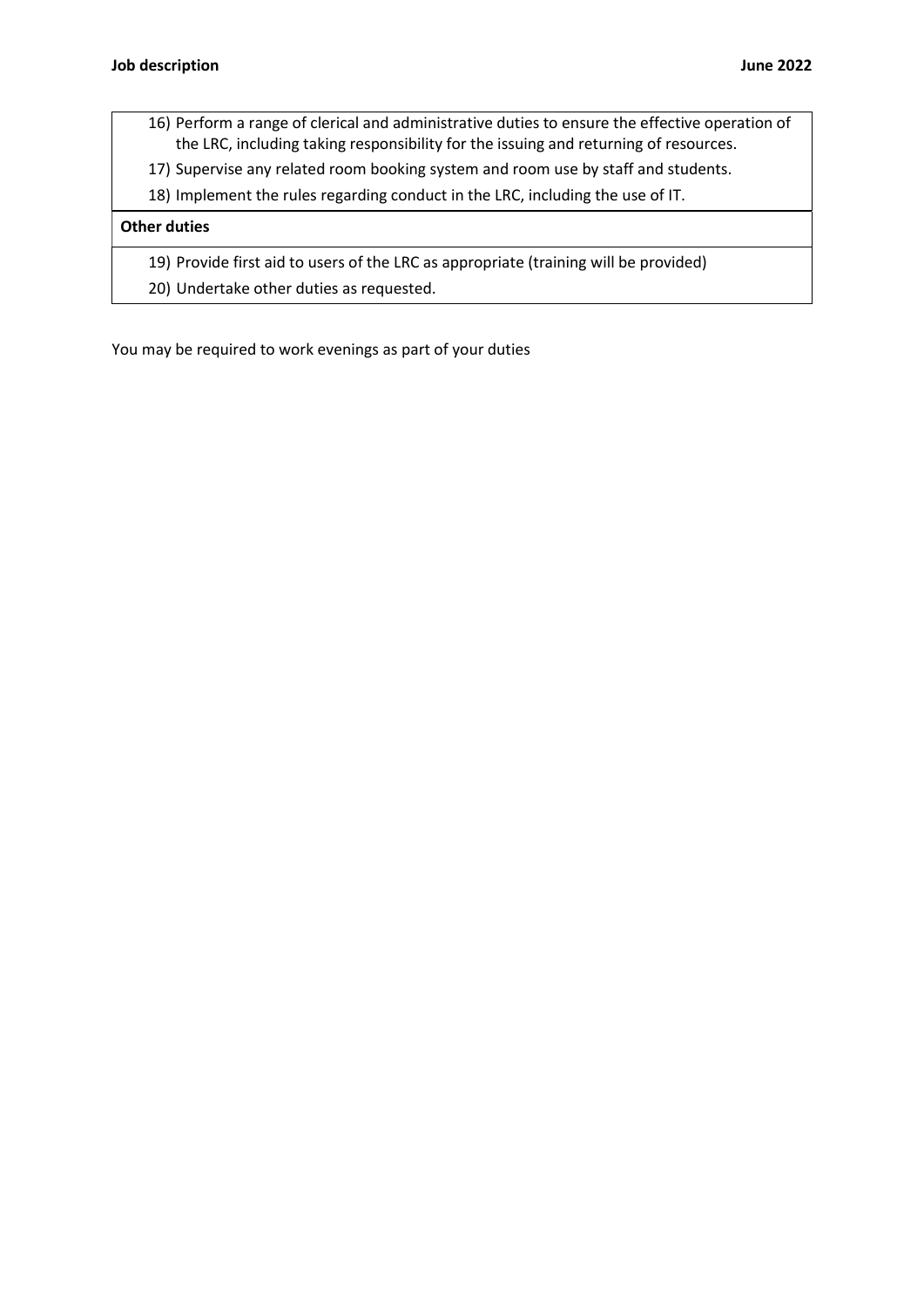16) Perform a range of clerical and administrative duties to ensure the effective operation of the LRC, including taking responsibility for the issuing and returning of resources.
17) Supervise any related room booking system and room use by staff and students.
18) Implement the rules regarding conduct in the LRC, including the use of IT.

**Other duties**

19) Provide first aid to users of the LRC as appropriate (training will be provided)
20) Undertake other duties as requested.

You may be required to work evenings as part of your duties